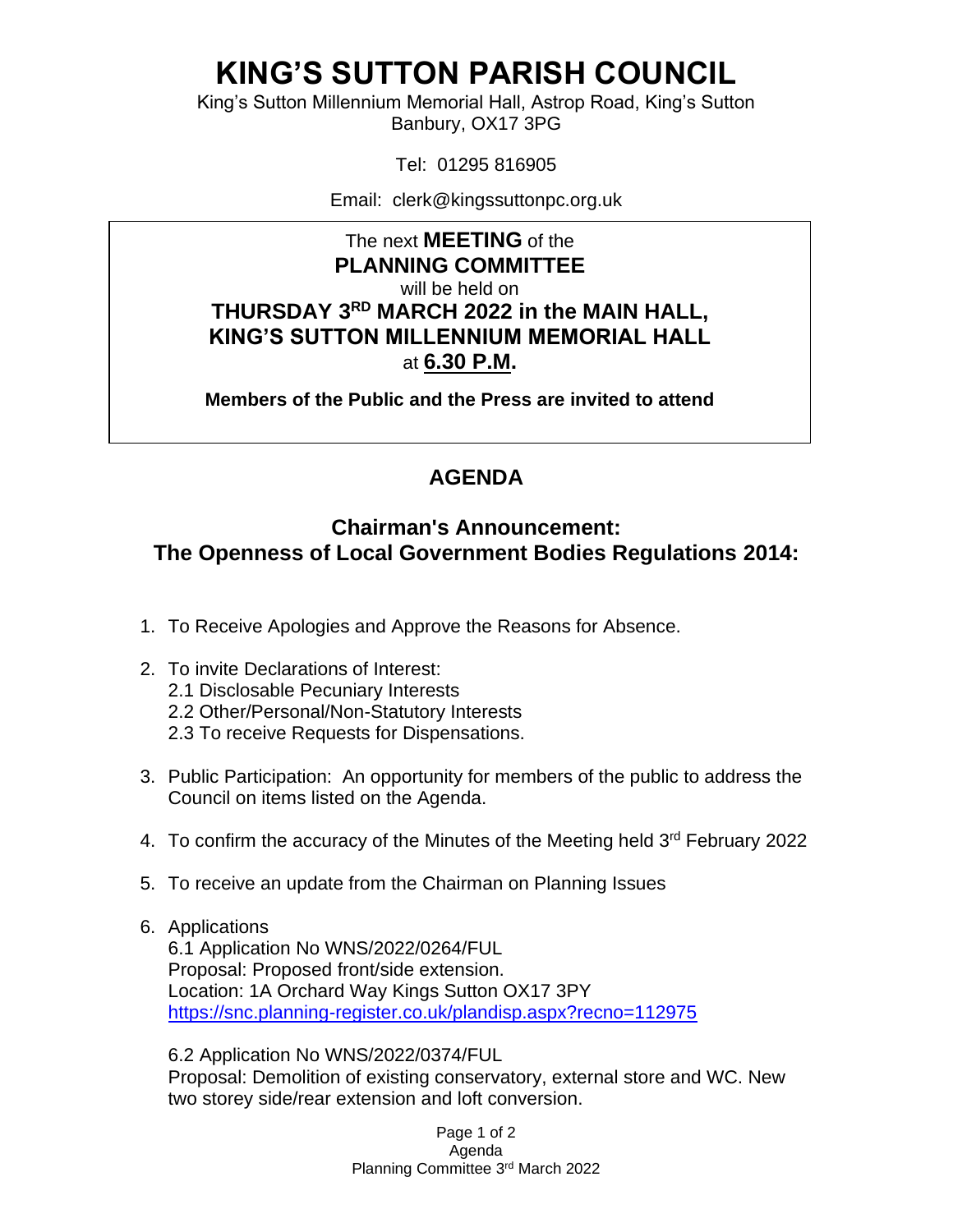# KING'S SUTTON PARISH COUNCIL

King's Sutton Millennium Memorial Hall, Astrop Road, King's Sutton
Banbury, OX17 3PG

Tel: 01295 816905

Email: clerk@kingssuttonpc.org.uk

The next **MEETING** of the
**PLANNING COMMITTEE**
will be held on
**THURSDAY 3RD MARCH 2022 in the MAIN HALL, KING'S SUTTON MILLENNIUM MEMORIAL HALL**
at **6.30 P.M.**

**Members of the Public and the Press are invited to attend**

## AGENDA

### Chairman's Announcement:
### The Openness of Local Government Bodies Regulations 2014:

1. To Receive Apologies and Approve the Reasons for Absence.

2. To invite Declarations of Interest:
   2.1 Disclosable Pecuniary Interests
   2.2 Other/Personal/Non-Statutory Interests
   2.3 To receive Requests for Dispensations.

3. Public Participation: An opportunity for members of the public to address the Council on items listed on the Agenda.

4. To confirm the accuracy of the Minutes of the Meeting held 3rd February 2022

5. To receive an update from the Chairman on Planning Issues

6. Applications
   6.1 Application No WNS/2022/0264/FUL
   Proposal: Proposed front/side extension.
   Location: 1A Orchard Way Kings Sutton OX17 3PY
   https://snc.planning-register.co.uk/plandisp.aspx?recno=112975

   6.2 Application No WNS/2022/0374/FUL
   Proposal: Demolition of existing conservatory, external store and WC. New two storey side/rear extension and loft conversion.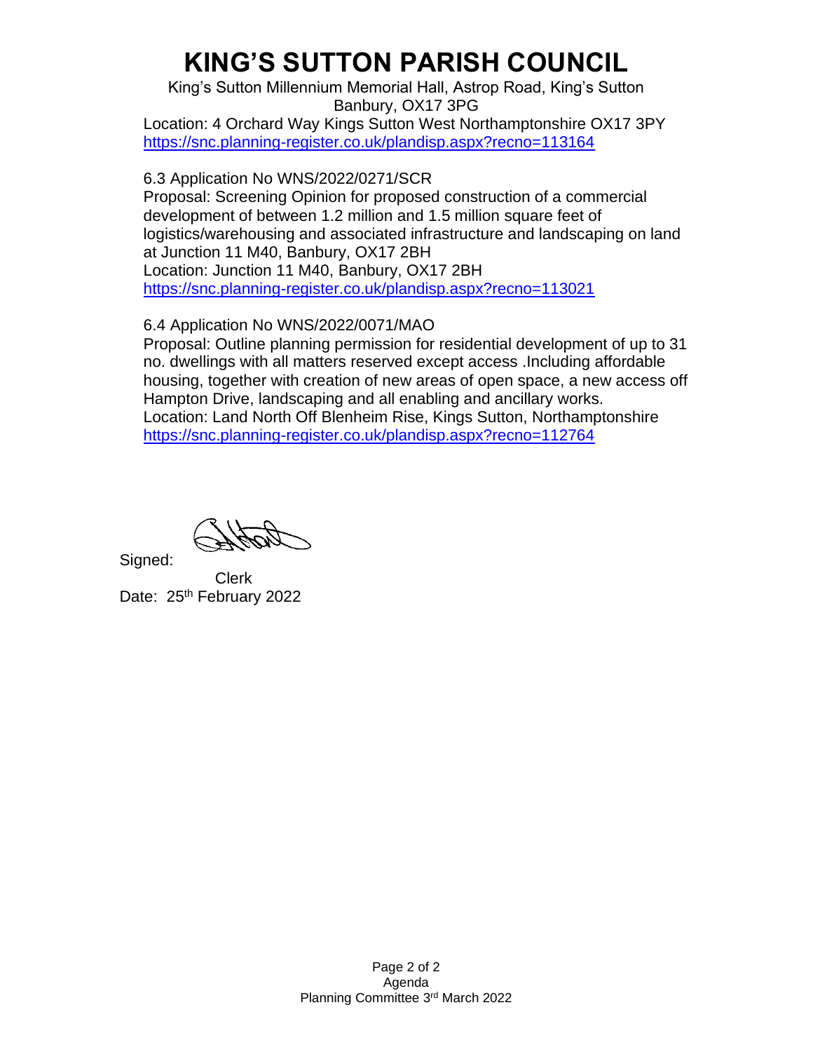# KING'S SUTTON PARISH COUNCIL

King's Sutton Millennium Memorial Hall, Astrop Road, King's Sutton
Banbury, OX17 3PG

Location: 4 Orchard Way Kings Sutton West Northamptonshire OX17 3PY
https://snc.planning-register.co.uk/plandisp.aspx?recno=113164

6.3 Application No WNS/2022/0271/SCR
Proposal: Screening Opinion for proposed construction of a commercial development of between 1.2 million and 1.5 million square feet of logistics/warehousing and associated infrastructure and landscaping on land at Junction 11 M40, Banbury, OX17 2BH
Location: Junction 11 M40, Banbury, OX17 2BH
https://snc.planning-register.co.uk/plandisp.aspx?recno=113021

6.4 Application No WNS/2022/0071/MAO
Proposal: Outline planning permission for residential development of up to 31 no. dwellings with all matters reserved except access .Including affordable housing, together with creation of new areas of open space, a new access off Hampton Drive, landscaping and all enabling and ancillary works.
Location: Land North Off Blenheim Rise, Kings Sutton, Northamptonshire
https://snc.planning-register.co.uk/plandisp.aspx?recno=112764

Signed:

Clerk

Date: 25th February 2022

Agenda
Planning Committee 3rd March 2022